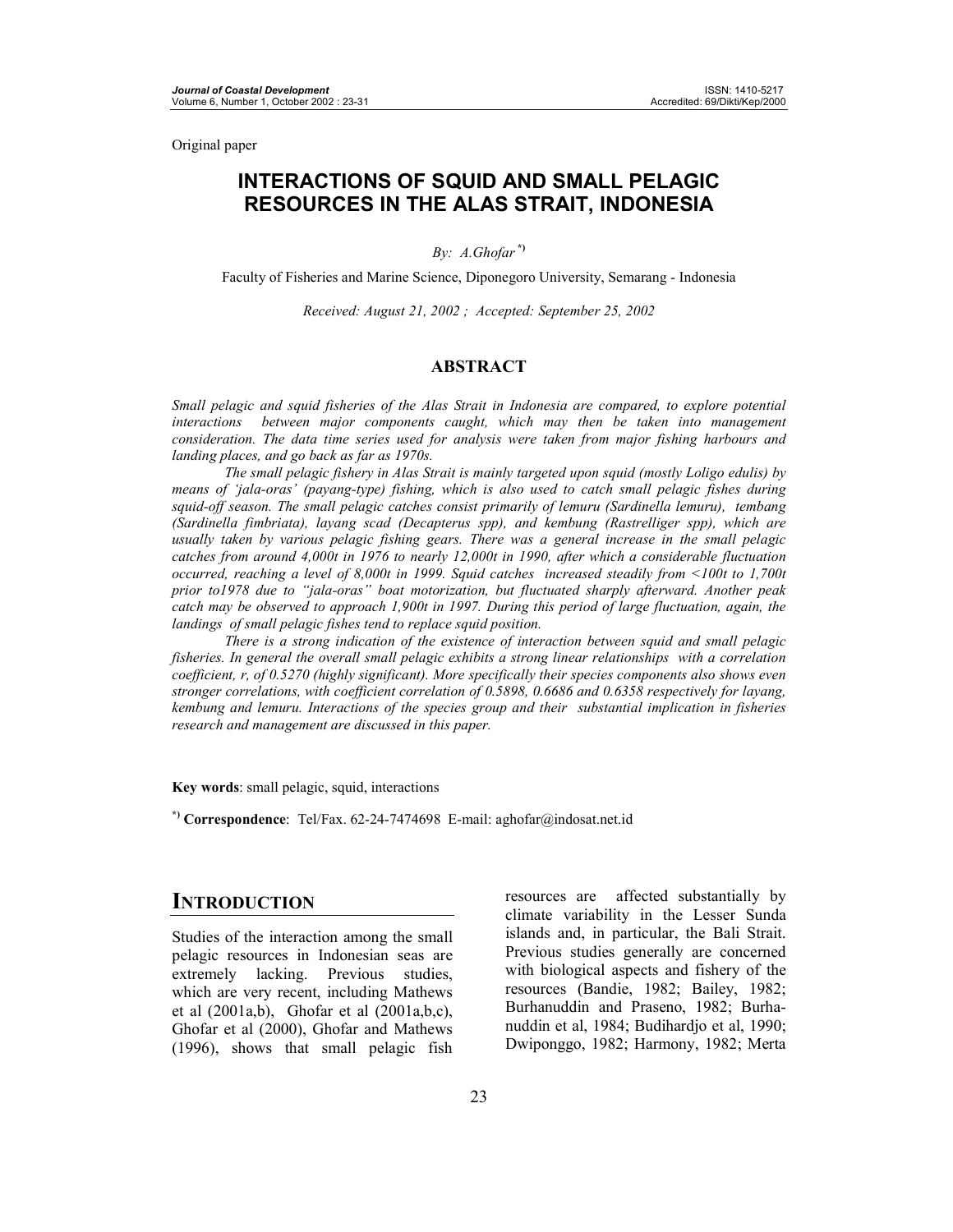Original paper

# INTERACTIONS OF SQUID AND SMALL PELAGIC RESOURCES IN THE ALAS STRAIT, INDONESIA

*By: A.Ghofar* [*)]

Faculty of Fisheries and Marine Science, Diponegoro University, Semarang - Indonesia

*Received: August 21, 2002 ; Accepted: September 25, 2002*

## ABSTRACT

*Small pelagic and squid fisheries of the Alas Strait in Indonesia are compared, to explore potential interactions between major components caught, which may then be taken into management consideration. The data time series used for analysis were taken from major fishing harbours and landing places, and go back as far as 1970s.*

*The small pelagic fishery in Alas Strait is mainly targeted upon squid (mostly Loligo edulis) by means of 'jala-oras' (payang-type) fishing, which is also used to catch small pelagic fishes during squid-off season. The small pelagic catches consist primarily of lemuru (Sardinella lemuru), tembang (Sardinella fimbriata), layang scad (Decapterus spp), and kembung (Rastrelliger spp), which are usually taken by various pelagic fishing gears. There was a general increase in the small pelagic catches from around 4,000t in 1976 to nearly 12,000t in 1990, after which a considerable fluctuation occurred, reaching a level of 8,000t in 1999. Squid catches increased steadily from <100t to 1,700t prior to1978 due to "jala-oras" boat motorization, but fluctuated sharply afterward. Another peak catch may be observed to approach 1,900t in 1997. During this period of large fluctuation, again, the landings of small pelagic fishes tend to replace squid position.*

*There is a strong indication of the existence of interaction between squid and small pelagic fisheries. In general the overall small pelagic exhibits a strong linear relationships with a correlation coefficient, r, of 0.5270 (highly significant). More specifically their species components also shows even stronger correlations, with coefficient correlation of 0.5898, 0.6686 and 0.6358 respectively for layang, kembung and lemuru. Interactions of the species group and their substantial implication in fisheries research and management are discussed in this paper.*

**Key words**: small pelagic, squid, interactions

[*)] **Correspondence**: Tel/Fax. 62-24-7474698 E-mail: aghofar@indosat.net.id

## INTRODUCTION

Studies of the interaction among the small pelagic resources in Indonesian seas are extremely lacking. Previous studies, which are very recent, including Mathews et al (2001a,b), Ghofar et al (2001a,b,c), Ghofar et al (2000), Ghofar and Mathews (1996), shows that small pelagic fish resources are affected substantially by climate variability in the Lesser Sunda islands and, in particular, the Bali Strait. Previous studies generally are concerned with biological aspects and fishery of the resources (Bandie, 1982; Bailey, 1982; Burhanuddin and Praseno, 1982; Burhanuddin et al, 1984; Budihardjo et al, 1990; Dwiponggo, 1982; Harmony, 1982; Merta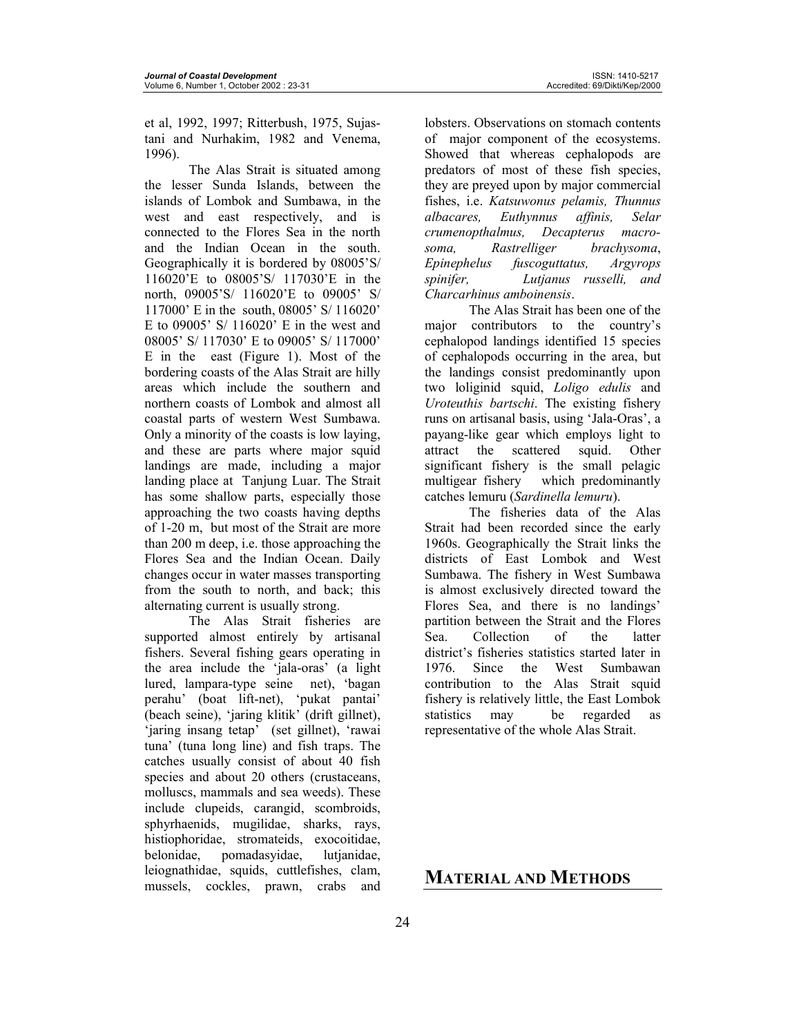et al, 1992, 1997; Ritterbush, 1975, Sujastani and Nurhakim, 1982 and Venema, 1996).

The Alas Strait is situated among the lesser Sunda Islands, between the islands of Lombok and Sumbawa, in the west and east respectively, and is connected to the Flores Sea in the north and the Indian Ocean in the south. Geographically it is bordered by 08005'S/ 116020'E to 08005'S/ 117030'E in the north, 09005'S/ 116020'E to 09005' S/ 117000' E in the south, 08005' S/ 116020' E to 09005' S/ 116020' E in the west and 08005' S/ 117030' E to 09005' S/ 117000' E in the east (Figure 1). Most of the bordering coasts of the Alas Strait are hilly areas which include the southern and northern coasts of Lombok and almost all coastal parts of western West Sumbawa. Only a minority of the coasts is low laying, and these are parts where major squid landings are made, including a major landing place at Tanjung Luar. The Strait has some shallow parts, especially those approaching the two coasts having depths of 1-20 m, but most of the Strait are more than 200 m deep, i.e. those approaching the Flores Sea and the Indian Ocean. Daily changes occur in water masses transporting from the south to north, and back; this alternating current is usually strong.

The Alas Strait fisheries are supported almost entirely by artisanal fishers. Several fishing gears operating in the area include the 'jala-oras' (a light lured, lampara-type seine net), 'bagan perahu' (boat lift-net), 'pukat pantai' (beach seine), 'jaring klitik' (drift gillnet), 'jaring insang tetap' (set gillnet), 'rawai tuna' (tuna long line) and fish traps. The catches usually consist of about 40 fish species and about 20 others (crustaceans, molluscs, mammals and sea weeds). These include clupeids, carangid, scombroids, sphyrhaenids, mugilidae, sharks, rays, histiophoridae, stromateids, exocoitidae, belonidae, pomadasyidae, lutjanidae, leiognathidae, squids, cuttlefishes, clam, mussels, cockles, prawn, crabs and lobsters. Observations on stomach contents of major component of the ecosystems. Showed that whereas cephalopods are predators of most of these fish species, they are preyed upon by major commercial fishes, i.e. *Katsuwonus pelamis, Thunnus albacares, Euthynnus affinis, Selar crumenopthalmus, Decapterus macrosoma, Rastrelliger brachysoma*, *Epinephelus fuscoguttatus, Argyrops spinifer, Lutjanus russelli, and Charcarhinus amboinensis*.

The Alas Strait has been one of the major contributors to the country's cephalopod landings identified 15 species of cephalopods occurring in the area, but the landings consist predominantly upon two loliginid squid, *Loligo edulis* and *Uroteuthis bartschi*. The existing fishery runs on artisanal basis, using 'Jala-Oras', a payang-like gear which employs light to attract the scattered squid. Other significant fishery is the small pelagic multigear fishery which predominantly catches lemuru (*Sardinella lemuru*).

The fisheries data of the Alas Strait had been recorded since the early 1960s. Geographically the Strait links the districts of East Lombok and West Sumbawa. The fishery in West Sumbawa is almost exclusively directed toward the Flores Sea, and there is no landings' partition between the Strait and the Flores Sea. Collection of the latter district's fisheries statistics started later in 1976. Since the West Sumbawan contribution to the Alas Strait squid fishery is relatively little, the East Lombok statistics may be regarded as representative of the whole Alas Strait.

# MATERIAL AND METHODS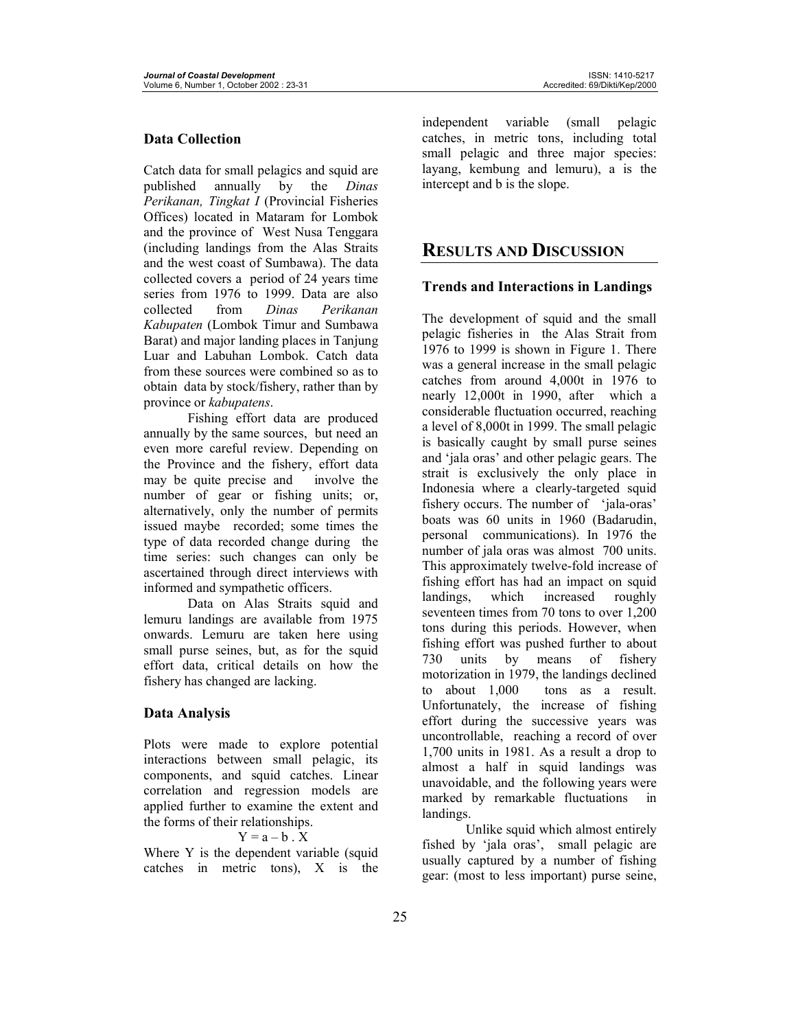## Data Collection

Catch data for small pelagics and squid are published annually by the *Dinas Perikanan, Tingkat I* (Provincial Fisheries Offices) located in Mataram for Lombok and the province of West Nusa Tenggara (including landings from the Alas Straits and the west coast of Sumbawa). The data collected covers a period of 24 years time series from 1976 to 1999. Data are also collected from *Dinas Perikanan Kabupaten* (Lombok Timur and Sumbawa Barat) and major landing places in Tanjung Luar and Labuhan Lombok. Catch data from these sources were combined so as to obtain data by stock/fishery, rather than by province or *kabupatens*.

Fishing effort data are produced annually by the same sources, but need an even more careful review. Depending on the Province and the fishery, effort data may be quite precise and involve the number of gear or fishing units; or, alternatively, only the number of permits issued maybe recorded; some times the type of data recorded change during the time series: such changes can only be ascertained through direct interviews with informed and sympathetic officers.

Data on Alas Straits squid and lemuru landings are available from 1975 onwards. Lemuru are taken here using small purse seines, but, as for the squid effort data, critical details on how the fishery has changed are lacking.

## Data Analysis

Plots were made to explore potential interactions between small pelagic, its components, and squid catches. Linear correlation and regression models are applied further to examine the extent and the forms of their relationships.

$$Y = a - b \cdot X$$

Where Y is the dependent variable (squid catches in metric tons), X is the independent variable (small pelagic catches, in metric tons, including total small pelagic and three major species: layang, kembung and lemuru), a is the intercept and b is the slope.

# RESULTS AND DISCUSSION

## Trends and Interactions in Landings

The development of squid and the small pelagic fisheries in the Alas Strait from 1976 to 1999 is shown in Figure 1. There was a general increase in the small pelagic catches from around 4,000t in 1976 to nearly 12,000t in 1990, after which a considerable fluctuation occurred, reaching a level of 8,000t in 1999. The small pelagic is basically caught by small purse seines and 'jala oras' and other pelagic gears. The strait is exclusively the only place in Indonesia where a clearly-targeted squid fishery occurs. The number of 'jala-oras' boats was 60 units in 1960 (Badarudin, personal communications). In 1976 the number of jala oras was almost 700 units. This approximately twelve-fold increase of fishing effort has had an impact on squid landings, which increased roughly seventeen times from 70 tons to over 1,200 tons during this periods. However, when fishing effort was pushed further to about 730 units by means of fishery motorization in 1979, the landings declined to about 1,000 tons as a result. Unfortunately, the increase of fishing effort during the successive years was uncontrollable, reaching a record of over 1,700 units in 1981. As a result a drop to almost a half in squid landings was unavoidable, and the following years were marked by remarkable fluctuations in landings.

Unlike squid which almost entirely fished by 'jala oras', small pelagic are usually captured by a number of fishing gear: (most to less important) purse seine,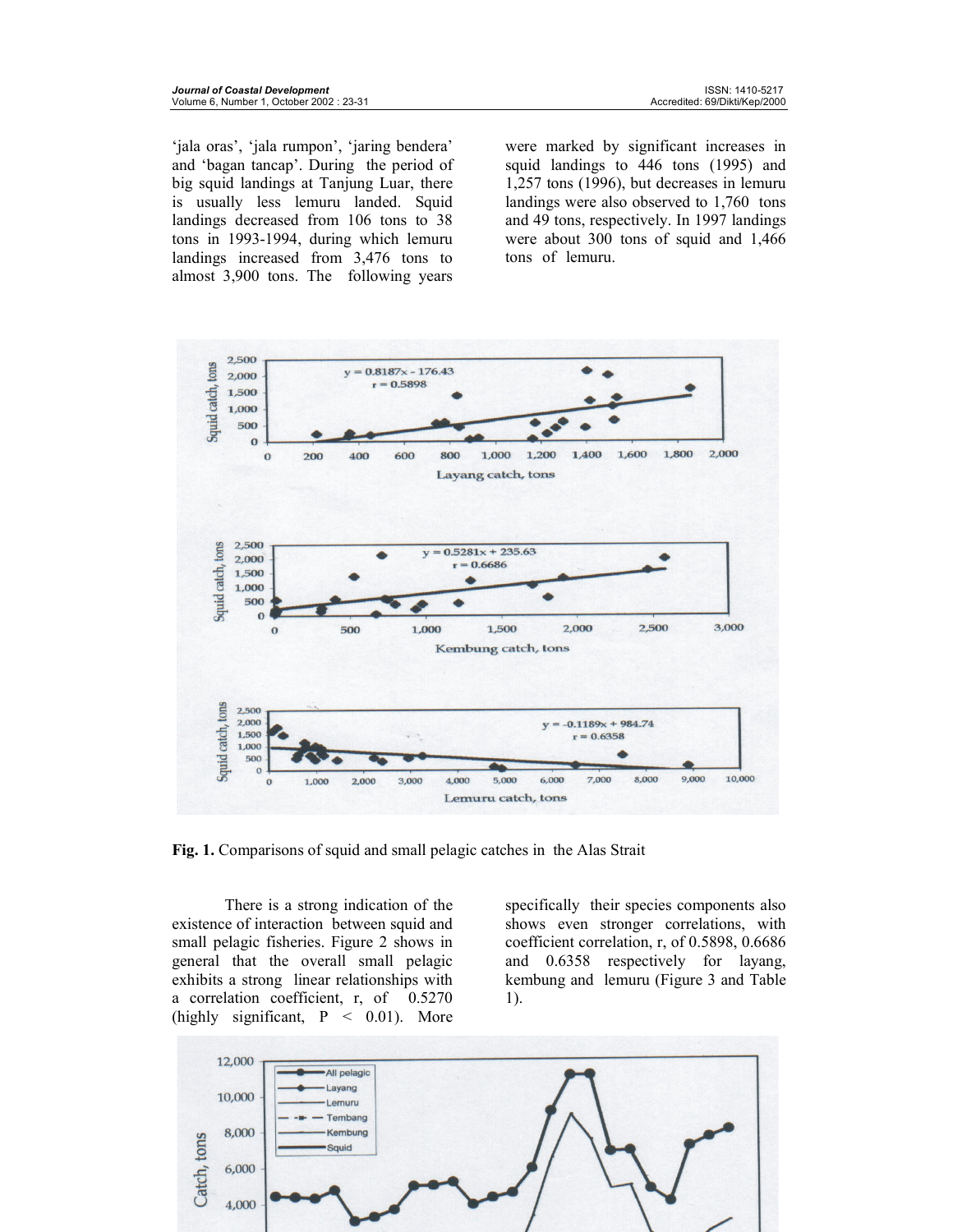'jala oras', 'jala rumpon', 'jaring bendera' and 'bagan tancap'. During the period of big squid landings at Tanjung Luar, there is usually less lemuru landed. Squid landings decreased from 106 tons to 38 tons in 1993-1994, during which lemuru landings increased from 3,476 tons to almost 3,900 tons. The following years were marked by significant increases in squid landings to 446 tons (1995) and 1,257 tons (1996), but decreases in lemuru landings were also observed to 1,760 tons and 49 tons, respectively. In 1997 landings were about 300 tons of squid and 1,466 tons of lemuru.

**Fig. 1.** Comparisons of squid and small pelagic catches in the Alas Strait

There is a strong indication of the existence of interaction between squid and small pelagic fisheries. Figure 2 shows in general that the overall small pelagic exhibits a strong linear relationships with a correlation coefficient, r, of 0.5270 (highly significant, $P < 0.01$). More specifically their species components also shows even stronger correlations, with coefficient correlation, r, of 0.5898, 0.6686 and 0.6358 respectively for layang, kembung and lemuru (Figure 3 and Table 1).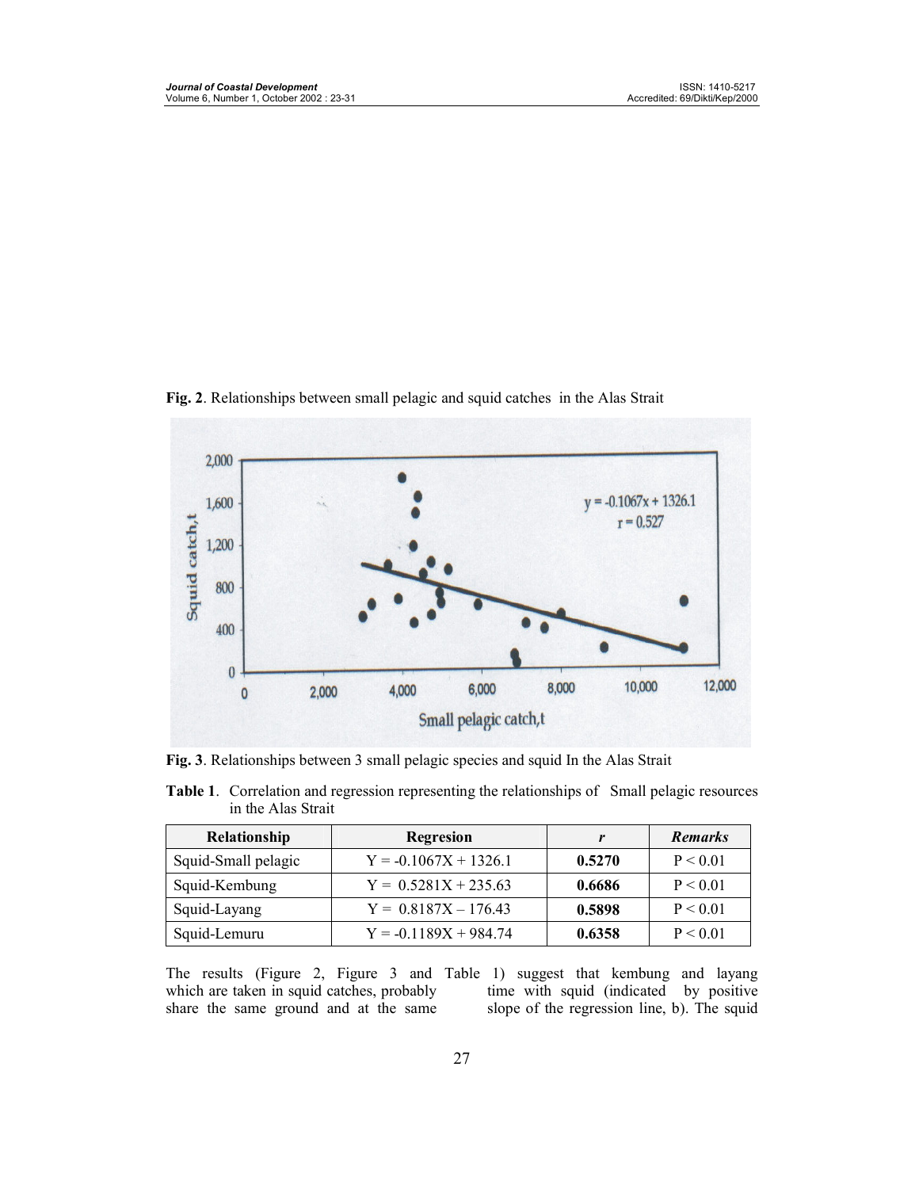**Fig. 2**. Relationships between small pelagic and squid catches in the Alas Strait

**Fig. 3**. Relationships between 3 small pelagic species and squid In the Alas Strait

**Table 1**. Correlation and regression representing the relationships of Small pelagic resources in the Alas Strait

| Relationship | Regresion | *r* | *Remarks* |
|---|---|---|---|
| Squid-Small pelagic | Y = -0.1067X + 1326.1 | **0.5270** | P < 0.01 |
| Squid-Kembung | Y = 0.5281X + 235.63 | **0.6686** | P < 0.01 |
| Squid-Layang | Y = 0.8187X – 176.43 | **0.5898** | P < 0.01 |
| Squid-Lemuru | Y = -0.1189X + 984.74 | **0.6358** | P < 0.01 |

The results (Figure 2, Figure 3 and Table 1) suggest that kembung and layang which are taken in squid catches, probably share the same ground and at the same time with squid (indicated by positive slope of the regression line, b). The squid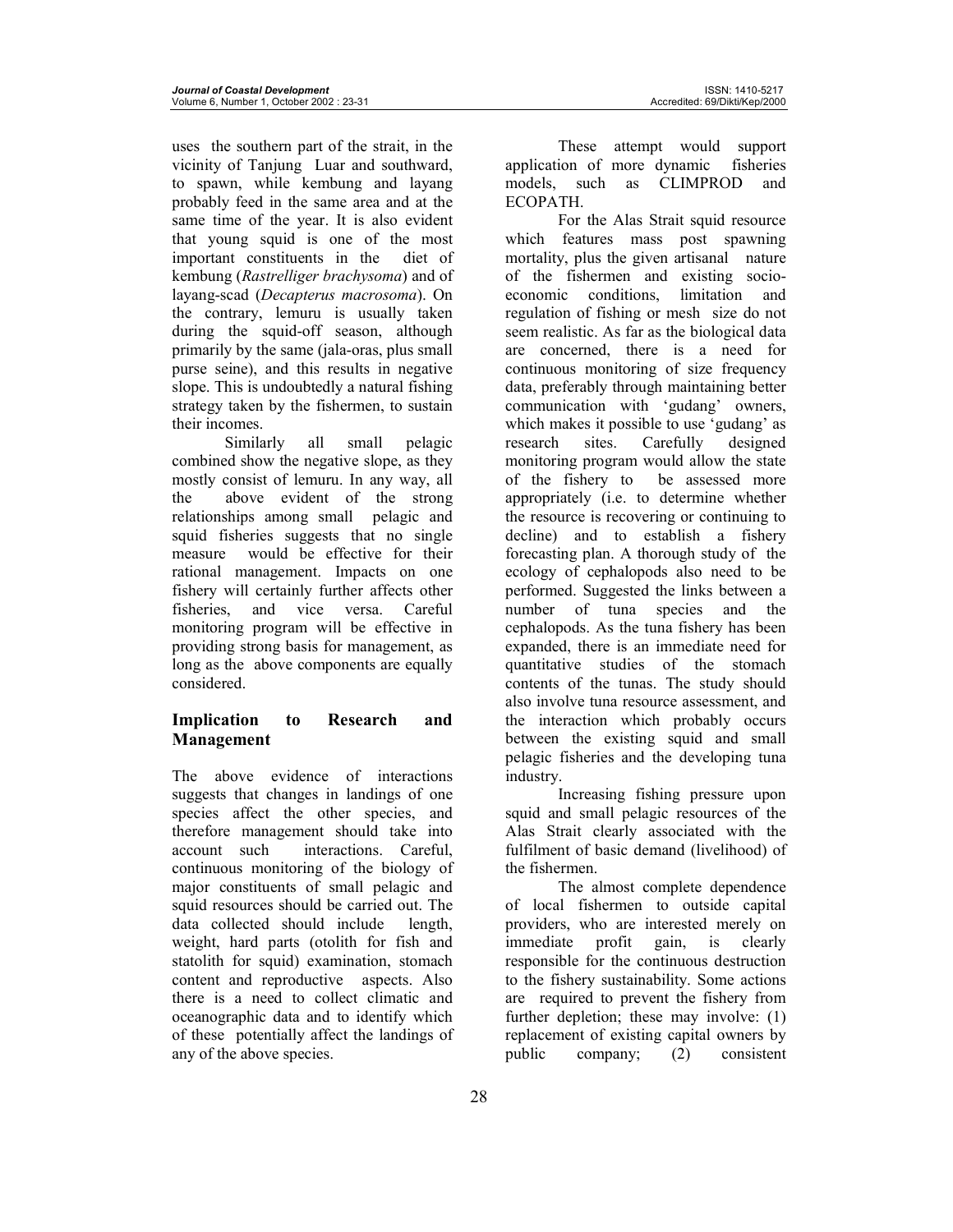uses the southern part of the strait, in the vicinity of Tanjung Luar and southward, to spawn, while kembung and layang probably feed in the same area and at the same time of the year. It is also evident that young squid is one of the most important constituents in the diet of kembung (*Rastrelliger brachysoma*) and of layang-scad (*Decapterus macrosoma*). On the contrary, lemuru is usually taken during the squid-off season, although primarily by the same (jala-oras, plus small purse seine), and this results in negative slope. This is undoubtedly a natural fishing strategy taken by the fishermen, to sustain their incomes.

Similarly all small pelagic combined show the negative slope, as they mostly consist of lemuru. In any way, all the above evident of the strong relationships among small pelagic and squid fisheries suggests that no single measure would be effective for their rational management. Impacts on one fishery will certainly further affects other fisheries, and vice versa. Careful monitoring program will be effective in providing strong basis for management, as long as the above components are equally considered.

## Implication to Research and Management

The above evidence of interactions suggests that changes in landings of one species affect the other species, and therefore management should take into account such interactions. Careful, continuous monitoring of the biology of major constituents of small pelagic and squid resources should be carried out. The data collected should include length, weight, hard parts (otolith for fish and statolith for squid) examination, stomach content and reproductive aspects. Also there is a need to collect climatic and oceanographic data and to identify which of these potentially affect the landings of any of the above species.

These attempt would support application of more dynamic fisheries models, such as CLIMPROD and ECOPATH.

For the Alas Strait squid resource which features mass post spawning mortality, plus the given artisanal nature of the fishermen and existing socio-economic conditions, limitation and regulation of fishing or mesh size do not seem realistic. As far as the biological data are concerned, there is a need for continuous monitoring of size frequency data, preferably through maintaining better communication with 'gudang' owners, which makes it possible to use 'gudang' as research sites. Carefully designed monitoring program would allow the state of the fishery to be assessed more appropriately (i.e. to determine whether the resource is recovering or continuing to decline) and to establish a fishery forecasting plan. A thorough study of the ecology of cephalopods also need to be performed. Suggested the links between a number of tuna species and the cephalopods. As the tuna fishery has been expanded, there is an immediate need for quantitative studies of the stomach contents of the tunas. The study should also involve tuna resource assessment, and the interaction which probably occurs between the existing squid and small pelagic fisheries and the developing tuna industry.

Increasing fishing pressure upon squid and small pelagic resources of the Alas Strait clearly associated with the fulfilment of basic demand (livelihood) of the fishermen.

The almost complete dependence of local fishermen to outside capital providers, who are interested merely on immediate profit gain, is clearly responsible for the continuous destruction to the fishery sustainability. Some actions are required to prevent the fishery from further depletion; these may involve: (1) replacement of existing capital owners by public company; (2) consistent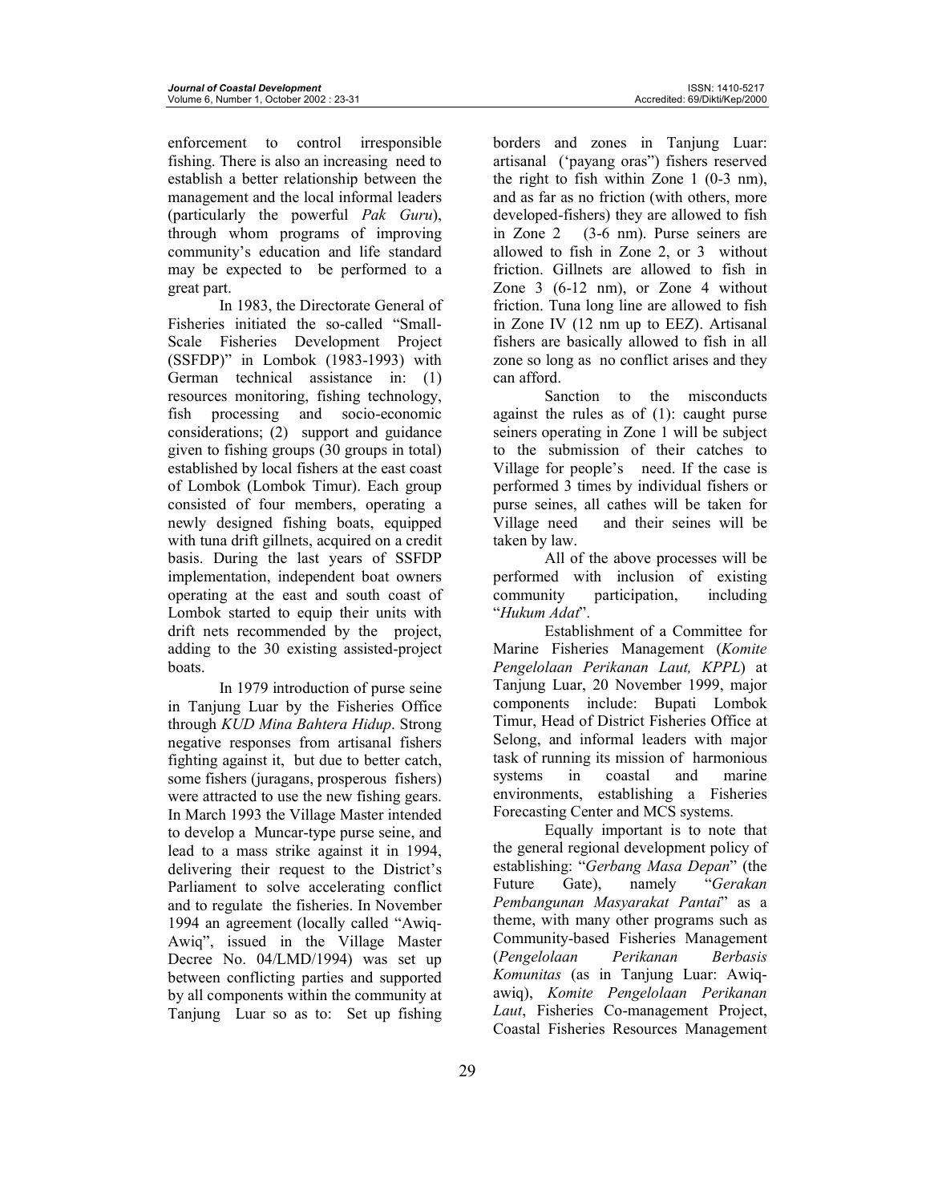enforcement to control irresponsible fishing. There is also an increasing need to establish a better relationship between the management and the local informal leaders (particularly the powerful *Pak Guru*), through whom programs of improving community's education and life standard may be expected to be performed to a great part.

In 1983, the Directorate General of Fisheries initiated the so-called "Small-Scale Fisheries Development Project (SSFDP)" in Lombok (1983-1993) with German technical assistance in: (1) resources monitoring, fishing technology, fish processing and socio-economic considerations; (2) support and guidance given to fishing groups (30 groups in total) established by local fishers at the east coast of Lombok (Lombok Timur). Each group consisted of four members, operating a newly designed fishing boats, equipped with tuna drift gillnets, acquired on a credit basis. During the last years of SSFDP implementation, independent boat owners operating at the east and south coast of Lombok started to equip their units with drift nets recommended by the project, adding to the 30 existing assisted-project boats.

In 1979 introduction of purse seine in Tanjung Luar by the Fisheries Office through *KUD Mina Bahtera Hidup*. Strong negative responses from artisanal fishers fighting against it, but due to better catch, some fishers (juragans, prosperous fishers) were attracted to use the new fishing gears. In March 1993 the Village Master intended to develop a Muncar-type purse seine, and lead to a mass strike against it in 1994, delivering their request to the District's Parliament to solve accelerating conflict and to regulate the fisheries. In November 1994 an agreement (locally called "Awiq-Awiq", issued in the Village Master Decree No. 04/LMD/1994) was set up between conflicting parties and supported by all components within the community at Tanjung Luar so as to: Set up fishing borders and zones in Tanjung Luar: artisanal ('payang oras") fishers reserved the right to fish within Zone 1 (0-3 nm), and as far as no friction (with others, more developed-fishers) they are allowed to fish in Zone 2 (3-6 nm). Purse seiners are allowed to fish in Zone 2, or 3 without friction. Gillnets are allowed to fish in Zone 3 (6-12 nm), or Zone 4 without friction. Tuna long line are allowed to fish in Zone IV (12 nm up to EEZ). Artisanal fishers are basically allowed to fish in all zone so long as no conflict arises and they can afford.

Sanction to the misconducts against the rules as of (1): caught purse seiners operating in Zone 1 will be subject to the submission of their catches to Village for people's need. If the case is performed 3 times by individual fishers or purse seines, all cathes will be taken for Village need and their seines will be taken by law.

All of the above processes will be performed with inclusion of existing community participation, including "*Hukum Adat*".

Establishment of a Committee for Marine Fisheries Management (*Komite Pengelolaan Perikanan Laut, KPPL*) at Tanjung Luar, 20 November 1999, major components include: Bupati Lombok Timur, Head of District Fisheries Office at Selong, and informal leaders with major task of running its mission of harmonious systems in coastal and marine environments, establishing a Fisheries Forecasting Center and MCS systems.

Equally important is to note that the general regional development policy of establishing: "*Gerbang Masa Depan*" (the Future Gate), namely "*Gerakan Pembangunan Masyarakat Pantai*" as a theme, with many other programs such as Community-based Fisheries Management (*Pengelolaan Perikanan Berbasis Komunitas* (as in Tanjung Luar: Awiq-awiq), *Komite Pengelolaan Perikanan Laut*, Fisheries Co-management Project, Coastal Fisheries Resources Management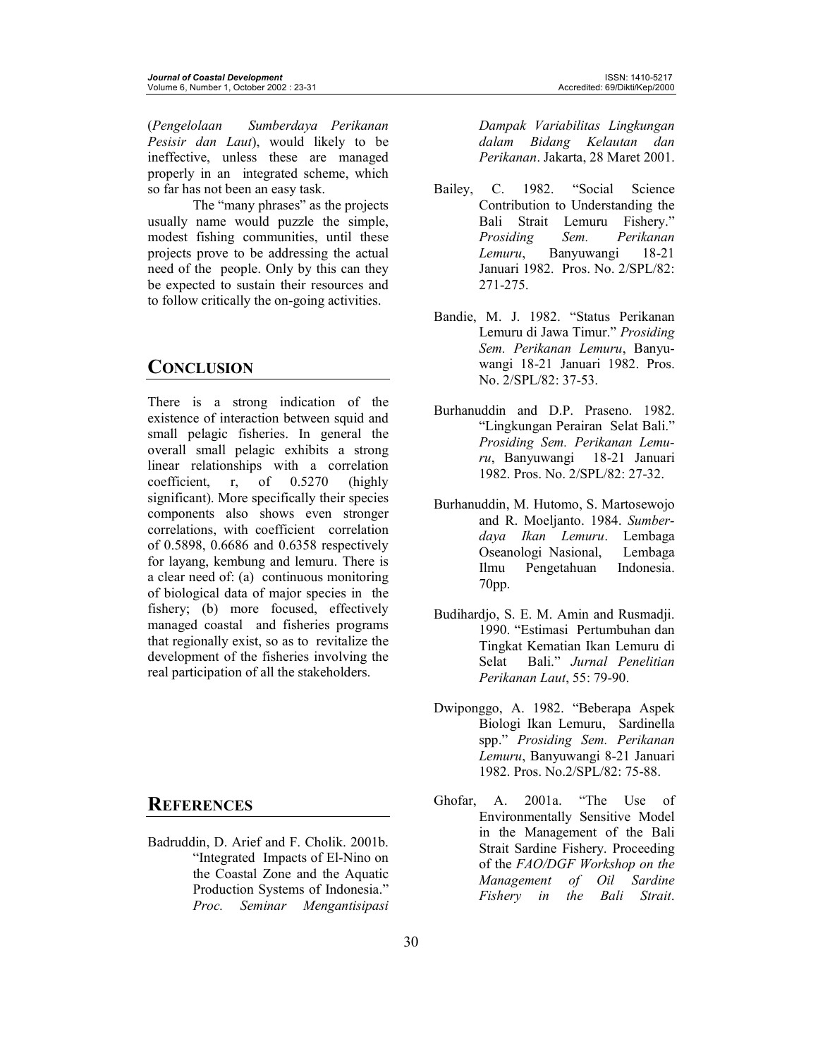(*Pengelolaan Sumberdaya Perikanan Pesisir dan Laut*), would likely to be ineffective, unless these are managed properly in an integrated scheme, which so far has not been an easy task.

The "many phrases" as the projects usually name would puzzle the simple, modest fishing communities, until these projects prove to be addressing the actual need of the people. Only by this can they be expected to sustain their resources and to follow critically the on-going activities.

## CONCLUSION

There is a strong indication of the existence of interaction between squid and small pelagic fisheries. In general the overall small pelagic exhibits a strong linear relationships with a correlation coefficient, r, of 0.5270 (highly significant). More specifically their species components also shows even stronger correlations, with coefficient correlation of 0.5898, 0.6686 and 0.6358 respectively for layang, kembung and lemuru. There is a clear need of: (a) continuous monitoring of biological data of major species in the fishery; (b) more focused, effectively managed coastal and fisheries programs that regionally exist, so as to revitalize the development of the fisheries involving the real participation of all the stakeholders.

## REFERENCES

Badruddin, D. Arief and F. Cholik. 2001b. "Integrated Impacts of El-Nino on the Coastal Zone and the Aquatic Production Systems of Indonesia." *Proc. Seminar Mengantisipasi Dampak Variabilitas Lingkungan dalam Bidang Kelautan dan Perikanan*. Jakarta, 28 Maret 2001.

Bailey, C. 1982. "Social Science Contribution to Understanding the Bali Strait Lemuru Fishery." *Prosiding Sem. Perikanan Lemuru*, Banyuwangi 18-21 Januari 1982. Pros. No. 2/SPL/82: 271-275.

Bandie, M. J. 1982. "Status Perikanan Lemuru di Jawa Timur." *Prosiding Sem. Perikanan Lemuru*, Banyuwangi 18-21 Januari 1982. Pros. No. 2/SPL/82: 37-53.

Burhanuddin and D.P. Praseno. 1982. "Lingkungan Perairan Selat Bali." *Prosiding Sem. Perikanan Lemuru*, Banyuwangi 18-21 Januari 1982. Pros. No. 2/SPL/82: 27-32.

Burhanuddin, M. Hutomo, S. Martosewojo and R. Moeljanto. 1984. *Sumberdaya Ikan Lemuru*. Lembaga Oseanologi Nasional, Lembaga Ilmu Pengetahuan Indonesia. 70pp.

Budihardjo, S. E. M. Amin and Rusmadji. 1990. "Estimasi Pertumbuhan dan Tingkat Kematian Ikan Lemuru di Selat Bali." *Jurnal Penelitian Perikanan Laut*, 55: 79-90.

Dwiponggo, A. 1982. "Beberapa Aspek Biologi Ikan Lemuru, Sardinella spp." *Prosiding Sem. Perikanan Lemuru*, Banyuwangi 8-21 Januari 1982. Pros. No.2/SPL/82: 75-88.

Ghofar, A. 2001a. "The Use of Environmentally Sensitive Model in the Management of the Bali Strait Sardine Fishery. Proceeding of the *FAO/DGF Workshop on the Management of Oil Sardine Fishery in the Bali Strait*.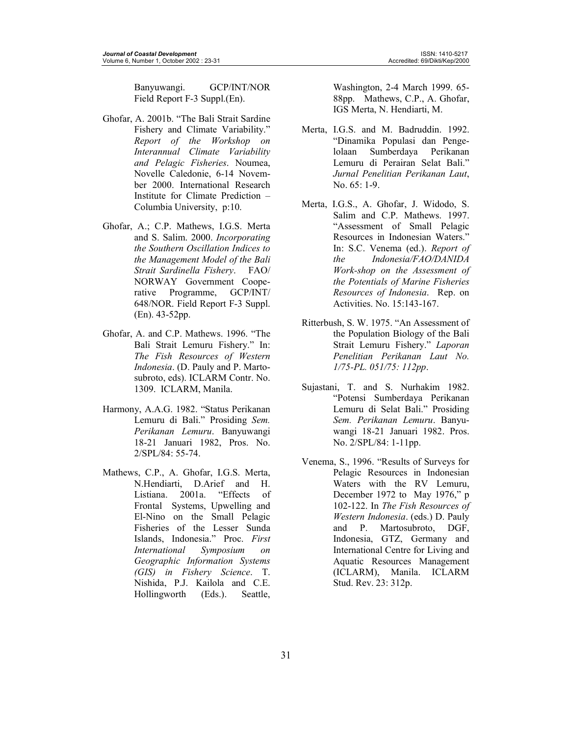Banyuwangi. GCP/INT/NOR Field Report F-3 Suppl.(En).

Ghofar, A. 2001b. "The Bali Strait Sardine Fishery and Climate Variability." *Report of the Workshop on Interannual Climate Variability and Pelagic Fisheries*. Noumea, Novelle Caledonie, 6-14 November 2000. International Research Institute for Climate Prediction – Columbia University, p:10.

Ghofar, A.; C.P. Mathews, I.G.S. Merta and S. Salim. 2000. *Incorporating the Southern Oscillation Indices to the Management Model of the Bali Strait Sardinella Fishery*. FAO/ NORWAY Government Cooperative Programme, GCP/INT/ 648/NOR. Field Report F-3 Suppl. (En). 43-52pp.

Ghofar, A. and C.P. Mathews. 1996. "The Bali Strait Lemuru Fishery." In: *The Fish Resources of Western Indonesia*. (D. Pauly and P. Martosubroto, eds). ICLARM Contr. No. 1309. ICLARM, Manila.

Harmony, A.A.G. 1982. "Status Perikanan Lemuru di Bali." Prosiding *Sem. Perikanan Lemuru*. Banyuwangi 18-21 Januari 1982, Pros. No. 2/SPL/84: 55-74.

Mathews, C.P., A. Ghofar, I.G.S. Merta, N.Hendiarti, D.Arief and H. Listiana. 2001a. "Effects of Frontal Systems, Upwelling and El-Nino on the Small Pelagic Fisheries of the Lesser Sunda Islands, Indonesia." Proc. *First International Symposium on Geographic Information Systems (GIS) in Fishery Science*. T. Nishida, P.J. Kailola and C.E. Hollingworth (Eds.). Seattle, Washington, 2-4 March 1999. 65-88pp. Mathews, C.P., A. Ghofar, IGS Merta, N. Hendiarti, M.

Merta, I.G.S. and M. Badruddin. 1992. "Dinamika Populasi dan Pengelolaan Sumberdaya Perikanan Lemuru di Perairan Selat Bali." *Jurnal Penelitian Perikanan Laut*, No. 65: 1-9.

Merta, I.G.S., A. Ghofar, J. Widodo, S. Salim and C.P. Mathews. 1997. "Assessment of Small Pelagic Resources in Indonesian Waters." In: S.C. Venema (ed.). *Report of the Indonesia/FAO/DANIDA Work-shop on the Assessment of the Potentials of Marine Fisheries Resources of Indonesia*. Rep. on Activities. No. 15:143-167.

Ritterbush, S. W. 1975. "An Assessment of the Population Biology of the Bali Strait Lemuru Fishery." *Laporan Penelitian Perikanan Laut No. 1/75-PL. 051/75: 112pp*.

Sujastani, T. and S. Nurhakim 1982. "Potensi Sumberdaya Perikanan Lemuru di Selat Bali." Prosiding *Sem. Perikanan Lemuru*. Banyuwangi 18-21 Januari 1982. Pros. No. 2/SPL/84: 1-11pp.

Venema, S., 1996. "Results of Surveys for Pelagic Resources in Indonesian Waters with the RV Lemuru, December 1972 to May 1976," p 102-122. In *The Fish Resources of Western Indonesia*. (eds.) D. Pauly and P. Martosubroto, DGF, Indonesia, GTZ, Germany and International Centre for Living and Aquatic Resources Management (ICLARM), Manila. ICLARM Stud. Rev. 23: 312p.